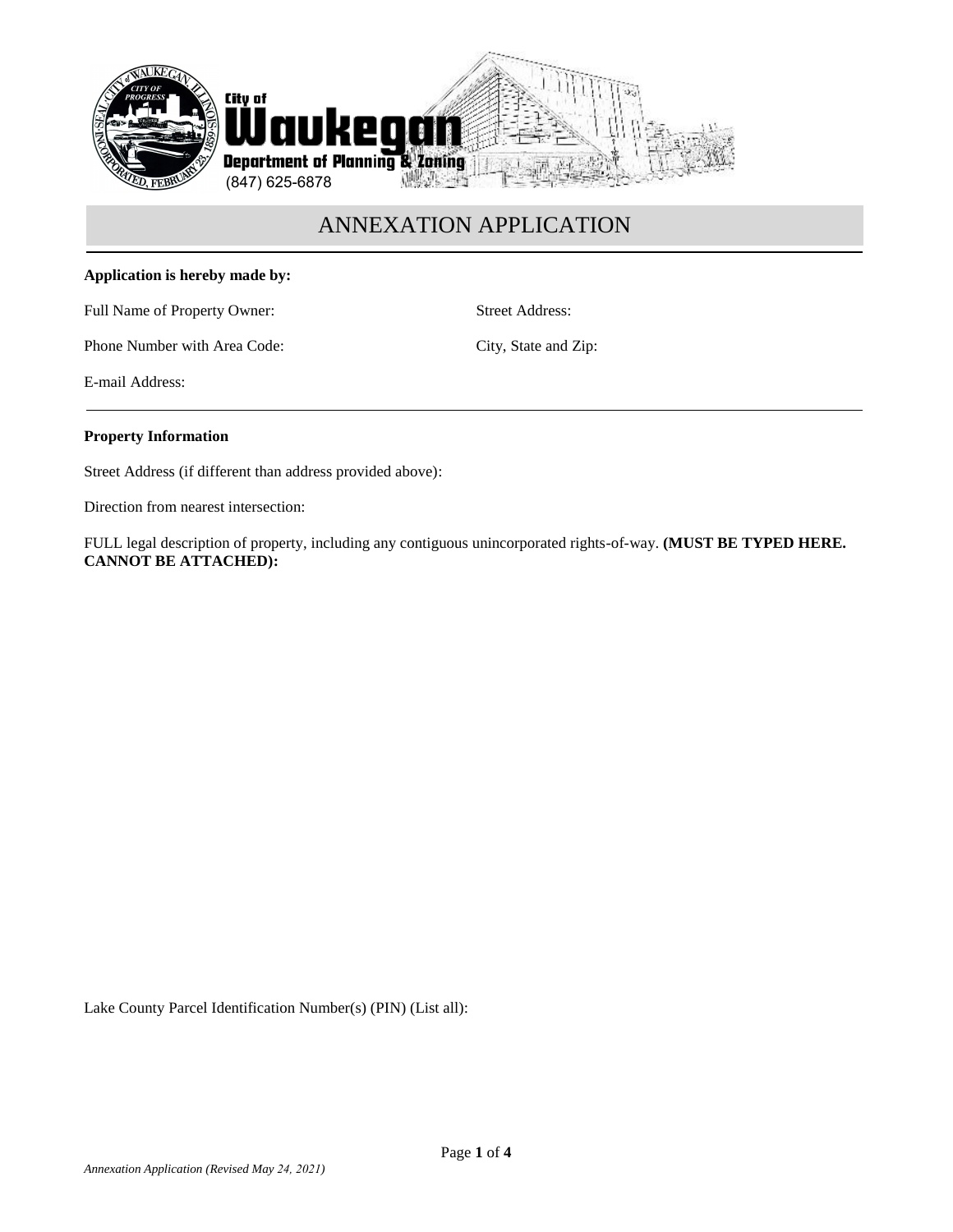City of Waukegan
Department of Planning & Zoning
(847) 625-6878

# ANNEXATION APPLICATION

**Application is hereby made by:**

Full Name of Property Owner:

Street Address:

Phone Number with Area Code:

City, State and Zip:

E-mail Address:

**Property Information**

Street Address (if different than address provided above):

Direction from nearest intersection:

FULL legal description of property, including any contiguous unincorporated rights-of-way. **(MUST BE TYPED HERE. CANNOT BE ATTACHED):**

Lake County Parcel Identification Number(s) (PIN) (List all):

*Annexation Application (Revised May 24, 2021)*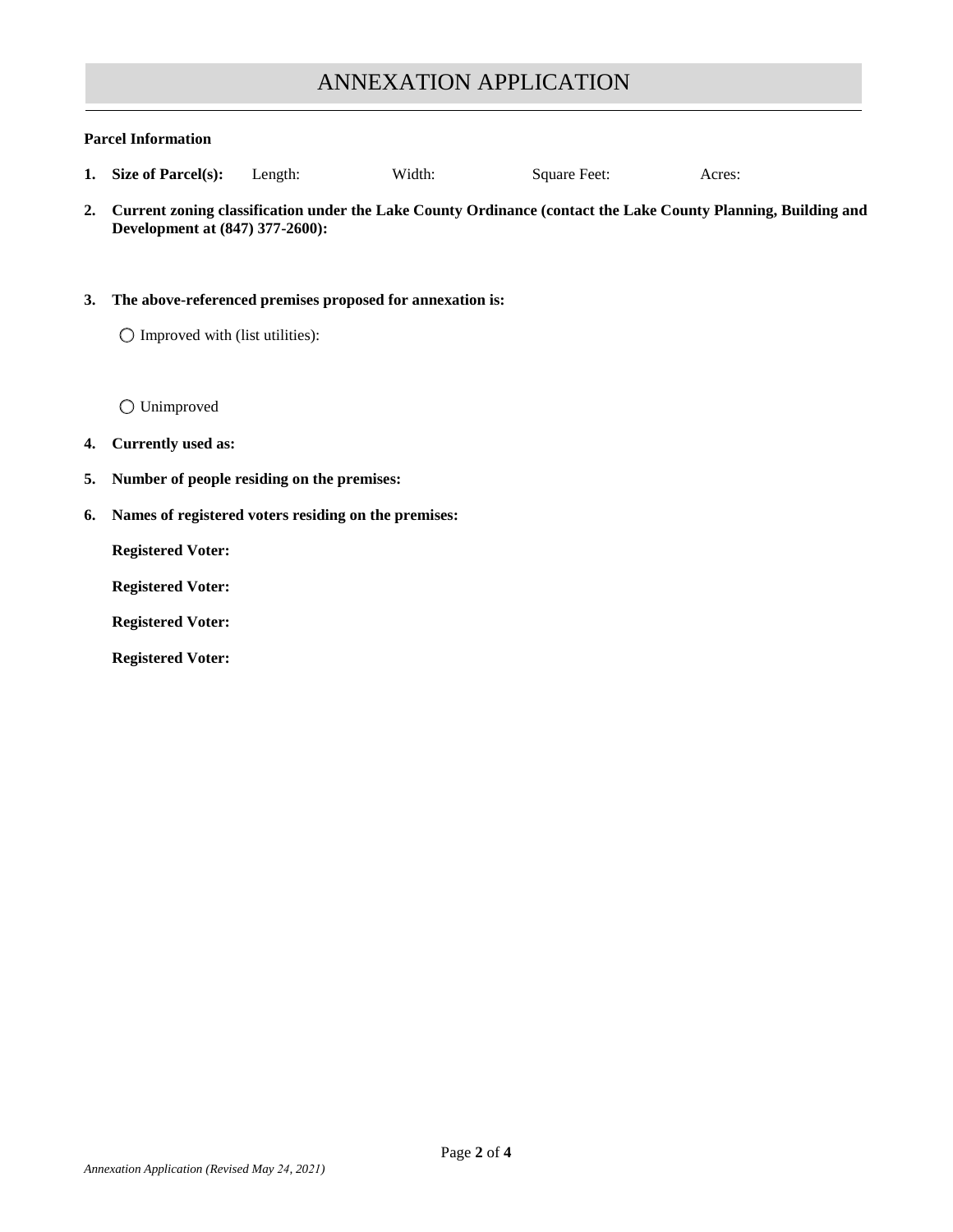# ANNEXATION APPLICATION

**Parcel Information**

1. **Size of Parcel(s):** Length: Width: Square Feet: Acres:

2. **Current zoning classification under the Lake County Ordinance (contact the Lake County Planning, Building and Development at (847) 377-2600):**

3. **The above-referenced premises proposed for annexation is:**

   ◯ Improved with (list utilities):

   ◯ Unimproved

4. **Currently used as:**

5. **Number of people residing on the premises:**

6. **Names of registered voters residing on the premises:**

   **Registered Voter:**

   **Registered Voter:**

   **Registered Voter:**

   **Registered Voter:**

*Annexation Application (Revised May 24, 2021)*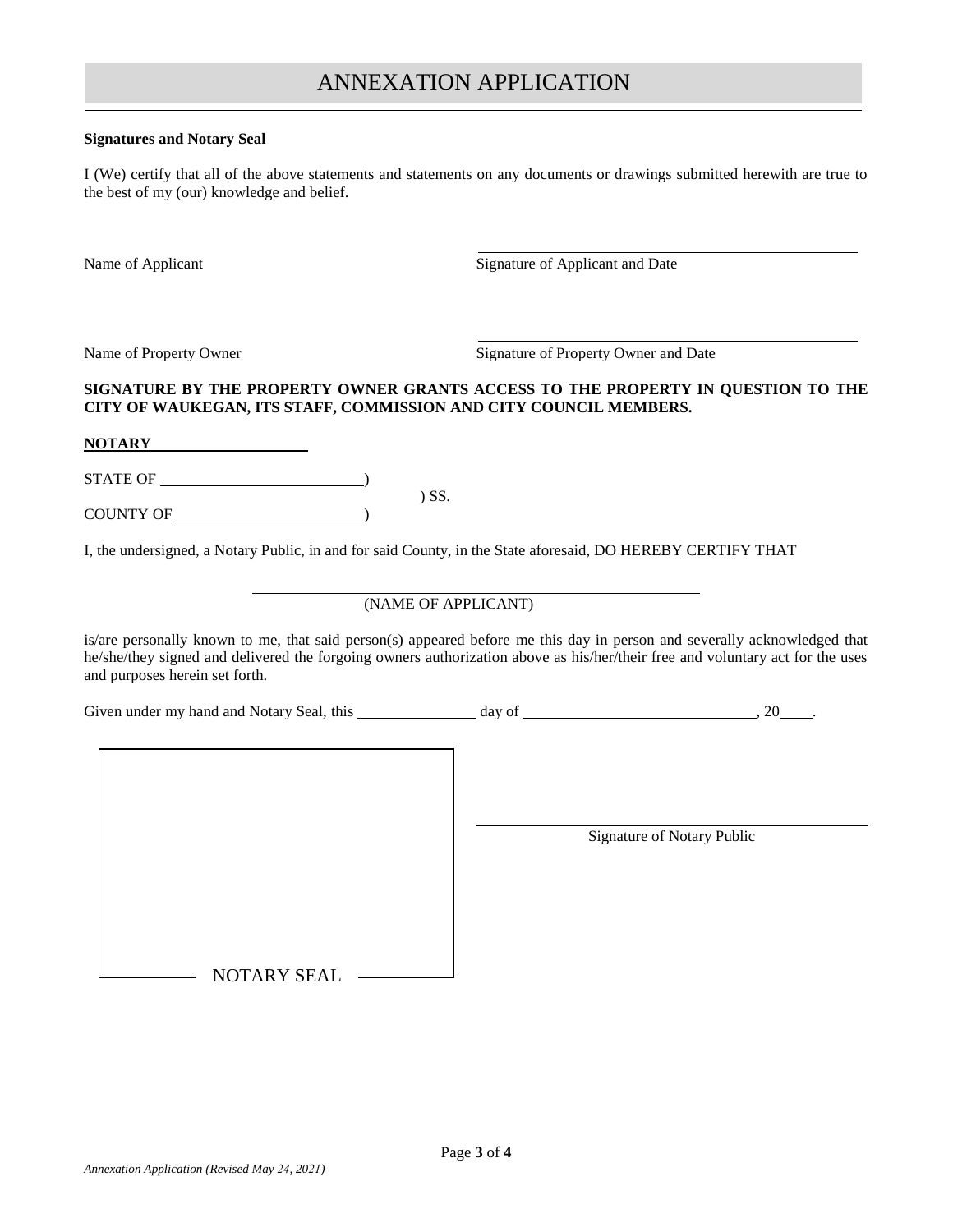# ANNEXATION APPLICATION

**Signatures and Notary Seal**

I (We) certify that all of the above statements and statements on any documents or drawings submitted herewith are true to the best of my (our) knowledge and belief.

Name of Applicant ______________________ Signature of Applicant and Date

Name of Property Owner ______________________ Signature of Property Owner and Date

**SIGNATURE BY THE PROPERTY OWNER GRANTS ACCESS TO THE PROPERTY IN QUESTION TO THE CITY OF WAUKEGAN, ITS STAFF, COMMISSION AND CITY COUNCIL MEMBERS.**

**NOTARY**

STATE OF ______________________)
) SS.
COUNTY OF ______________________)

I, the undersigned, a Notary Public, in and for said County, in the State aforesaid, DO HEREBY CERTIFY THAT

______________________
(NAME OF APPLICANT)

is/are personally known to me, that said person(s) appeared before me this day in person and severally acknowledged that he/she/they signed and delivered the forgoing owners authorization above as his/her/their free and voluntary act for the uses and purposes herein set forth.

Given under my hand and Notary Seal, this ____________ day of ______________________, 20____.

NOTARY SEAL

______________________
Signature of Notary Public

*Annexation Application (Revised May 24, 2021)*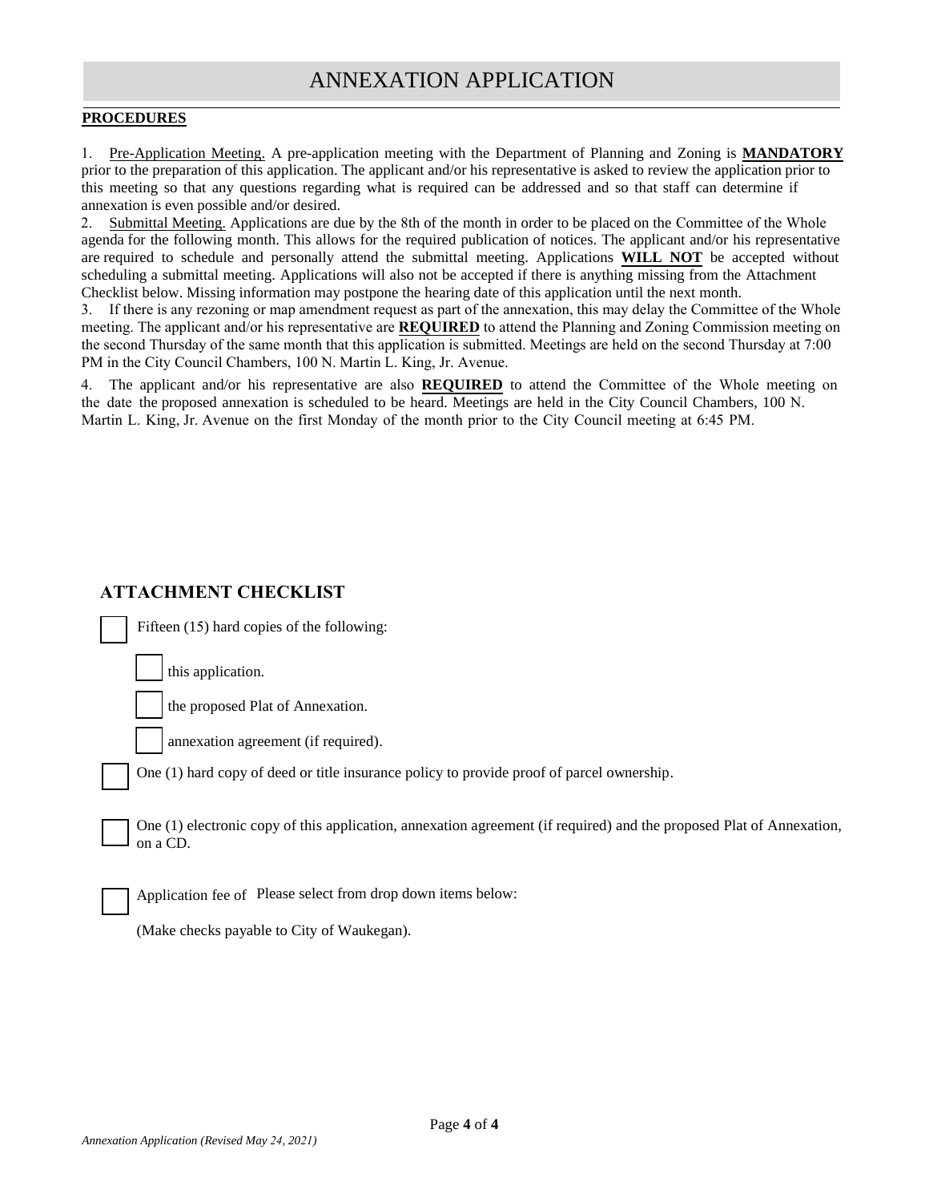# ANNEXATION APPLICATION

**PROCEDURES**

1. Pre-Application Meeting. A pre-application meeting with the Department of Planning and Zoning is **MANDATORY** prior to the preparation of this application. The applicant and/or his representative is asked to review the application prior to this meeting so that any questions regarding what is required can be addressed and so that staff can determine if annexation is even possible and/or desired.
2. Submittal Meeting. Applications are due by the 8th of the month in order to be placed on the Committee of the Whole agenda for the following month. This allows for the required publication of notices. The applicant and/or his representative are required to schedule and personally attend the submittal meeting. Applications **WILL NOT** be accepted without scheduling a submittal meeting. Applications will also not be accepted if there is anything missing from the Attachment Checklist below. Missing information may postpone the hearing date of this application until the next month.
3. If there is any rezoning or map amendment request as part of the annexation, this may delay the Committee of the Whole meeting. The applicant and/or his representative are **REQUIRED** to attend the Planning and Zoning Commission meeting on the second Thursday of the same month that this application is submitted. Meetings are held on the second Thursday at 7:00 PM in the City Council Chambers, 100 N. Martin L. King, Jr. Avenue.
4. The applicant and/or his representative are also **REQUIRED** to attend the Committee of the Whole meeting on the date the proposed annexation is scheduled to be heard. Meetings are held in the City Council Chambers, 100 N. Martin L. King, Jr. Avenue on the first Monday of the month prior to the City Council meeting at 6:45 PM.

## ATTACHMENT CHECKLIST

- [ ] Fifteen (15) hard copies of the following:
  - [ ] this application.
  - [ ] the proposed Plat of Annexation.
  - [ ] annexation agreement (if required).
- [ ] One (1) hard copy of deed or title insurance policy to provide proof of parcel ownership.
- [ ] One (1) electronic copy of this application, annexation agreement (if required) and the proposed Plat of Annexation, on a CD.
- [ ] Application fee of Please select from drop down items below:

  (Make checks payable to City of Waukegan).

*Annexation Application (Revised May 24, 2021)*